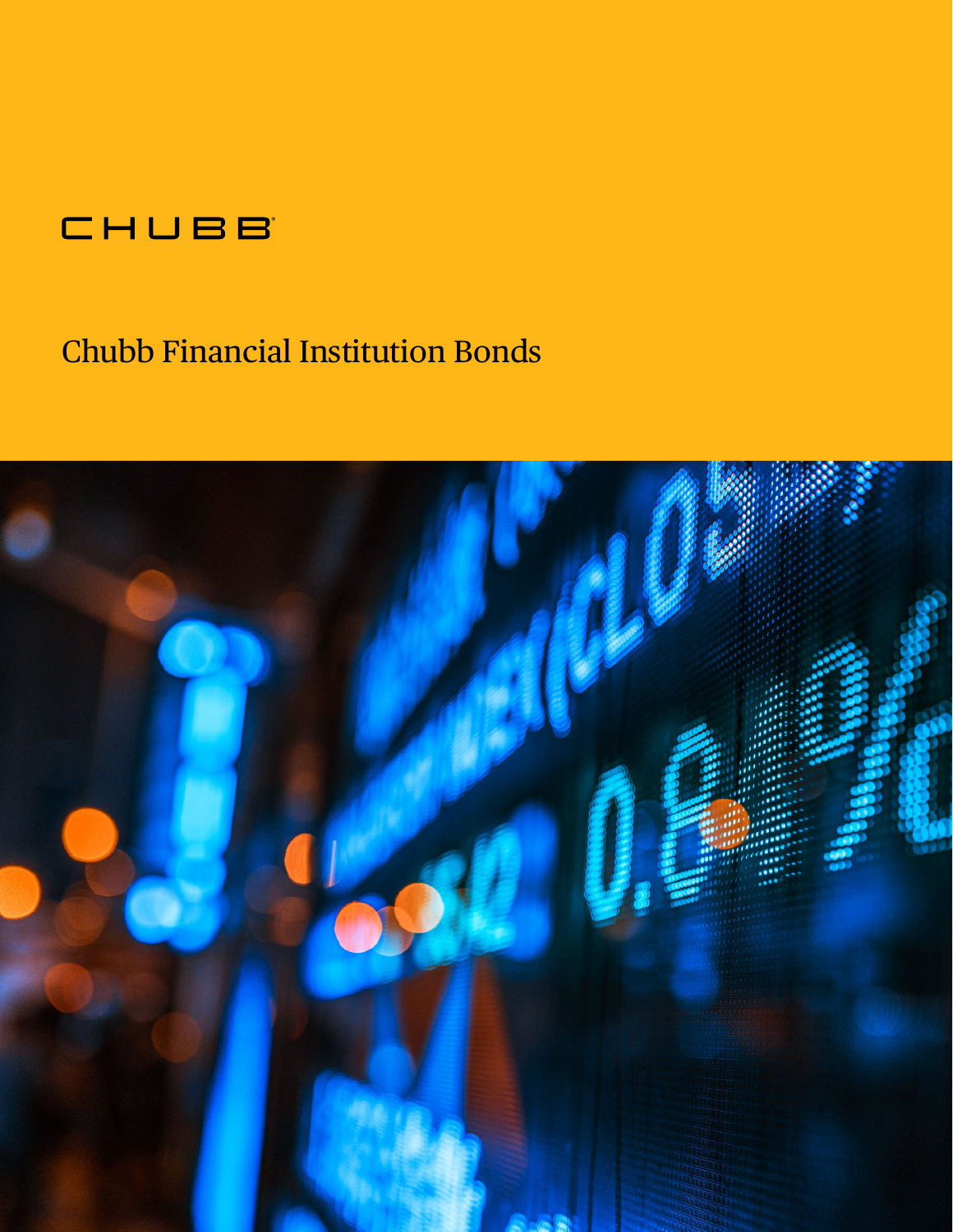CHUBB

# Chubb Financial Institution Bonds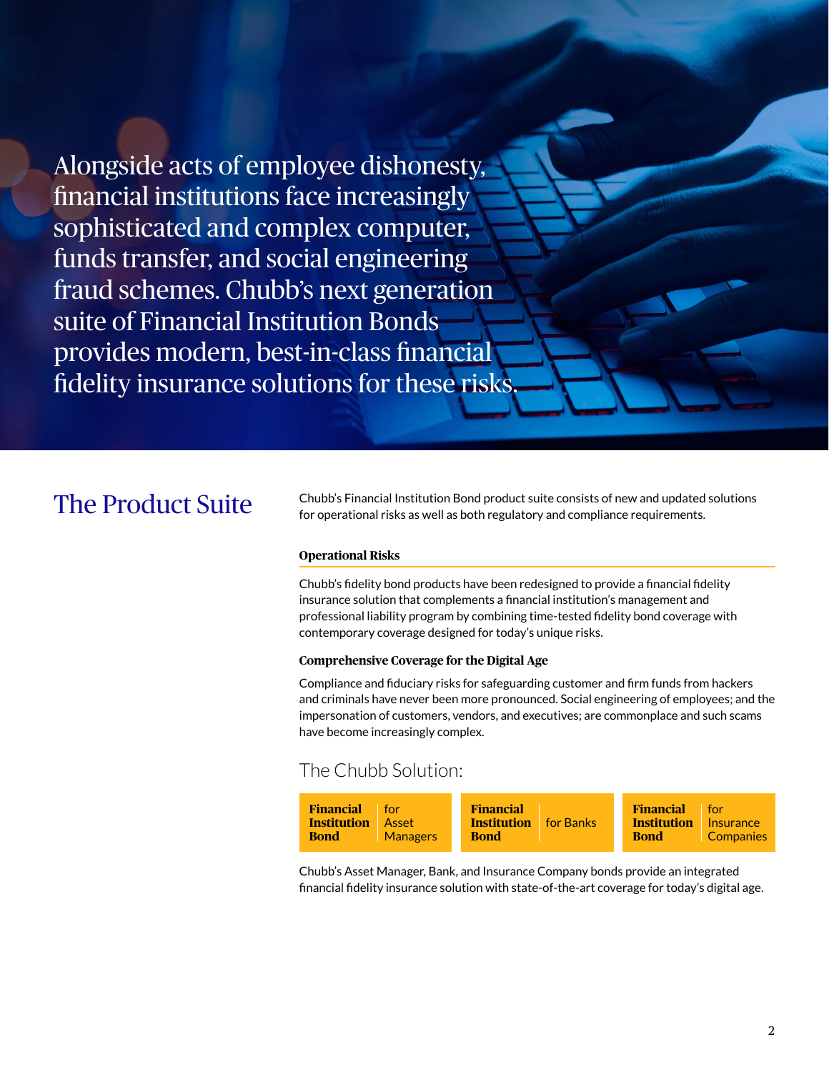Alongside acts of employee dishonesty, financial institutions face increasingly sophisticated and complex computer, funds transfer, and social engineering fraud schemes. Chubb's next generation suite of Financial Institution Bonds provides modern, best-in-class financial fidelity insurance solutions for these risks.

## The Product Suite

Chubb's Financial Institution Bond product suite consists of new and updated solutions for operational risks as well as both regulatory and compliance requirements.

**Operational Risks**

Chubb's fidelity bond products have been redesigned to provide a financial fidelity insurance solution that complements a financial institution's management and professional liability program by combining time-tested fidelity bond coverage with contemporary coverage designed for today's unique risks.

**Comprehensive Coverage for the Digital Age**

Compliance and fiduciary risks for safeguarding customer and firm funds from hackers and criminals have never been more pronounced. Social engineering of employees; and the impersonation of customers, vendors, and executives; are commonplace and such scams have become increasingly complex.

### The Chubb Solution:

- **Financial Institution Bond** for Asset Managers
- **Financial Institution Bond** for Banks
- **Financial Institution Bond** for Insurance Companies

Chubb's Asset Manager, Bank, and Insurance Company bonds provide an integrated financial fidelity insurance solution with state-of-the-art coverage for today's digital age.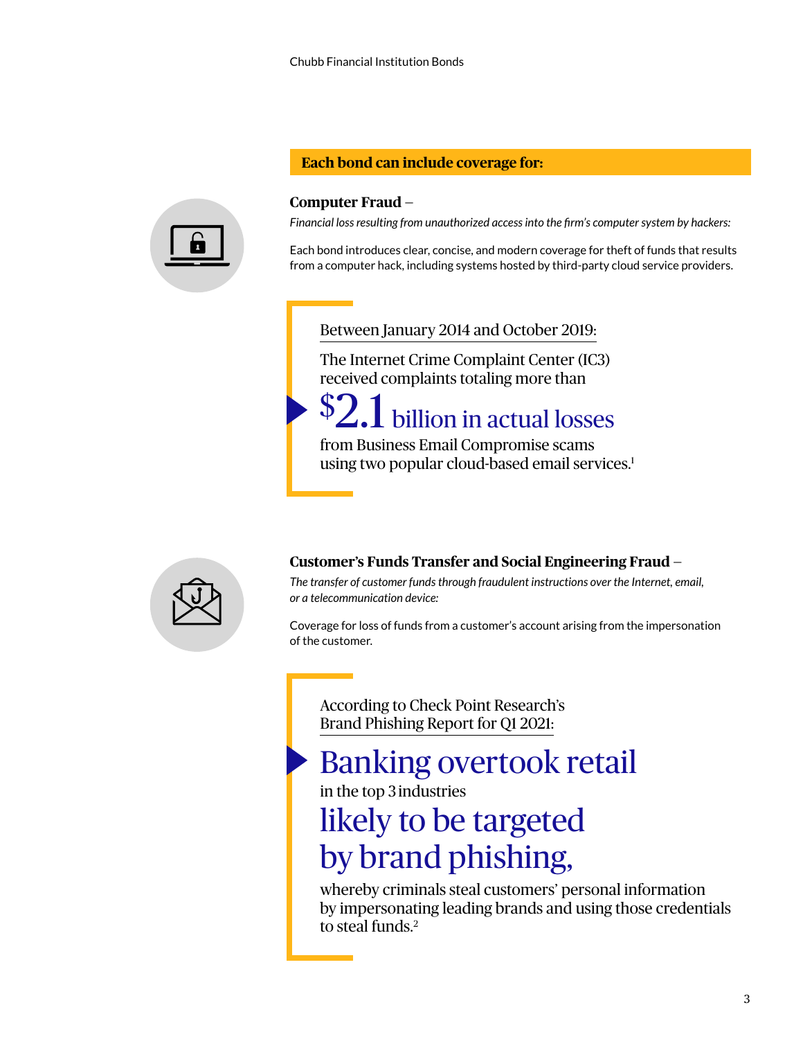**Each bond can include coverage for:**

**Computer Fraud** –

*Financial loss resulting from unauthorized access into the firm's computer system by hackers:*

Each bond introduces clear, concise, and modern coverage for theft of funds that results from a computer hack, including systems hosted by third-party cloud service providers.

> Between January 2014 and October 2019:
>
> The Internet Crime Complaint Center (IC3) received complaints totaling more than
>
> **$2.1 billion in actual losses**
>
> from Business Email Compromise scams using two popular cloud-based email services.[1]

**Customer's Funds Transfer and Social Engineering Fraud** –

*The transfer of customer funds through fraudulent instructions over the Internet, email, or a telecommunication device:*

Coverage for loss of funds from a customer's account arising from the impersonation of the customer.

> According to Check Point Research's Brand Phishing Report for Q1 2021:
>
> **Banking overtook retail**
>
> in the top 3 industries
>
> **likely to be targeted by brand phishing,**
>
> whereby criminals steal customers' personal information by impersonating leading brands and using those credentials to steal funds.[2]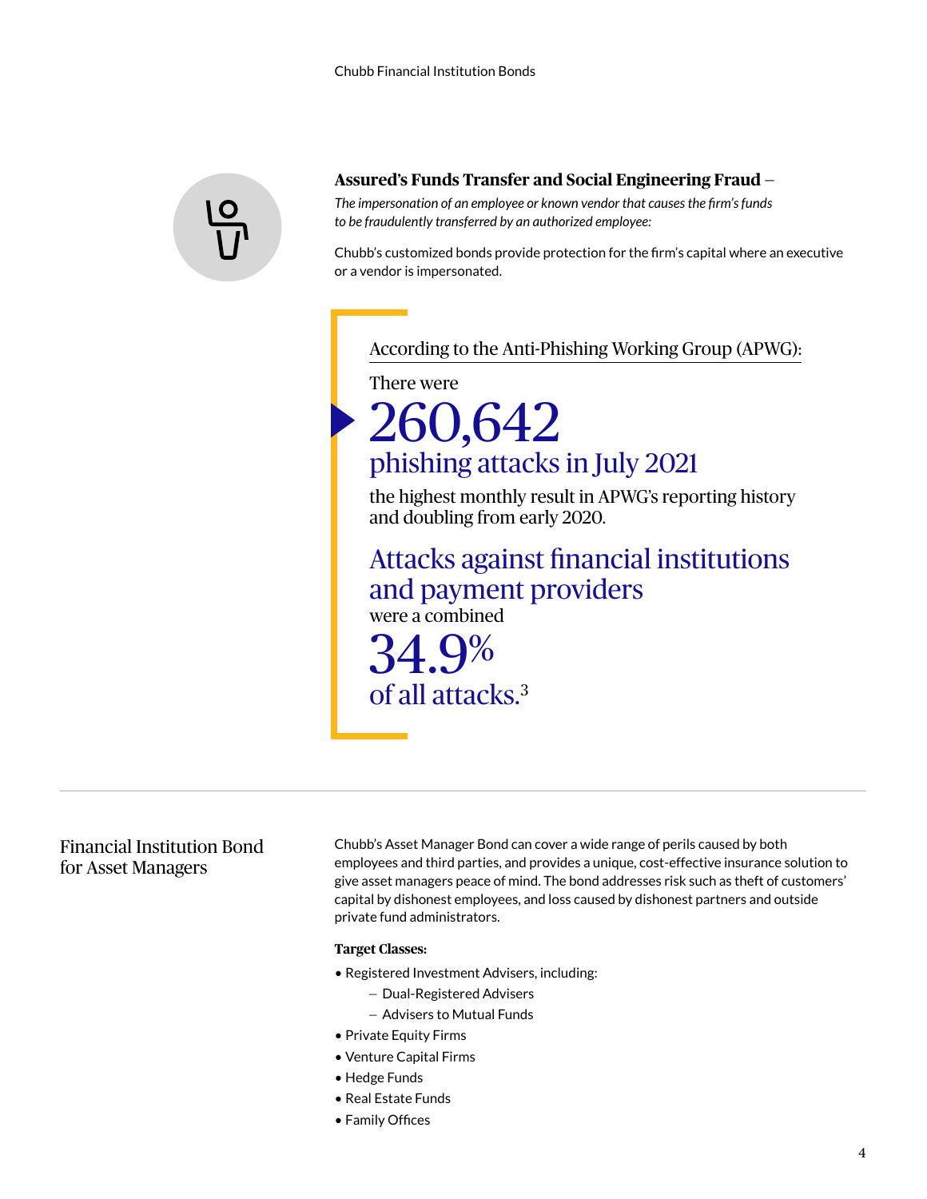**Assured's Funds Transfer and Social Engineering Fraud** –
*The impersonation of an employee or known vendor that causes the firm's funds to be fraudulently transferred by an authorized employee:*

Chubb's customized bonds provide protection for the firm's capital where an executive or a vendor is impersonated.

According to the Anti-Phishing Working Group (APWG):

There were

**260,642**
**phishing attacks in July 2021**

the highest monthly result in APWG's reporting history and doubling from early 2020.

**Attacks against financial institutions and payment providers**
were a combined

**34.9%**
**of all attacks.**[3]

---

## Financial Institution Bond for Asset Managers

Chubb's Asset Manager Bond can cover a wide range of perils caused by both employees and third parties, and provides a unique, cost-effective insurance solution to give asset managers peace of mind. The bond addresses risk such as theft of customers' capital by dishonest employees, and loss caused by dishonest partners and outside private fund administrators.

**Target Classes:**

- Registered Investment Advisers, including:
  - Dual-Registered Advisers
  - Advisers to Mutual Funds
- Private Equity Firms
- Venture Capital Firms
- Hedge Funds
- Real Estate Funds
- Family Offices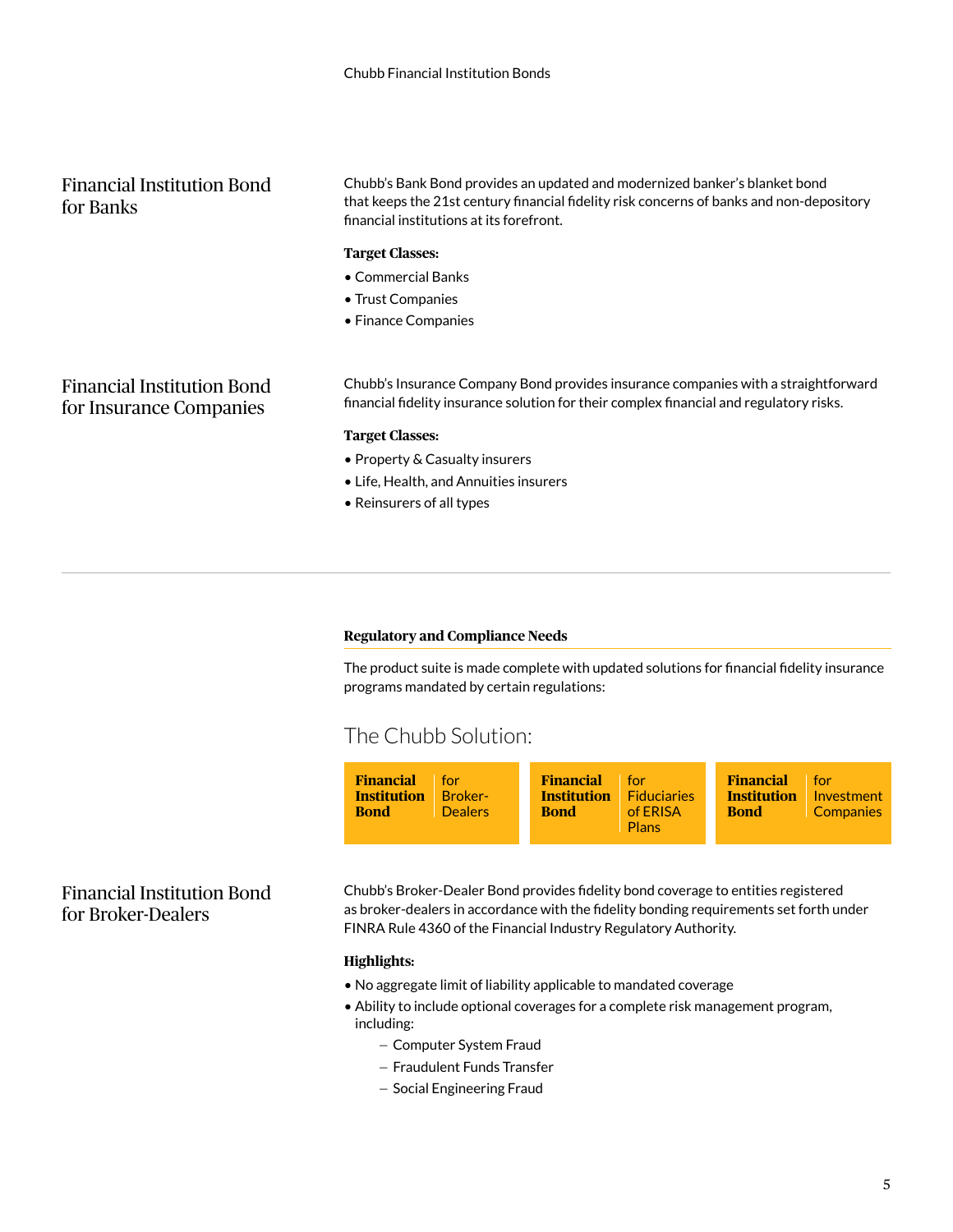## Financial Institution Bond for Banks

Chubb's Bank Bond provides an updated and modernized banker's blanket bond that keeps the 21st century financial fidelity risk concerns of banks and non-depository financial institutions at its forefront.

**Target Classes:**

- Commercial Banks
- Trust Companies
- Finance Companies

## Financial Institution Bond for Insurance Companies

Chubb's Insurance Company Bond provides insurance companies with a straightforward financial fidelity insurance solution for their complex financial and regulatory risks.

**Target Classes:**

- Property & Casualty insurers
- Life, Health, and Annuities insurers
- Reinsurers of all types

---

**Regulatory and Compliance Needs**

The product suite is made complete with updated solutions for financial fidelity insurance programs mandated by certain regulations:

### The Chubb Solution:

- **Financial Institution Bond** for Broker-Dealers
- **Financial Institution Bond** for Fiduciaries of ERISA Plans
- **Financial Institution Bond** for Investment Companies

## Financial Institution Bond for Broker-Dealers

Chubb's Broker-Dealer Bond provides fidelity bond coverage to entities registered as broker-dealers in accordance with the fidelity bonding requirements set forth under FINRA Rule 4360 of the Financial Industry Regulatory Authority.

**Highlights:**

- No aggregate limit of liability applicable to mandated coverage
- Ability to include optional coverages for a complete risk management program, including:
  - Computer System Fraud
  - Fraudulent Funds Transfer
  - Social Engineering Fraud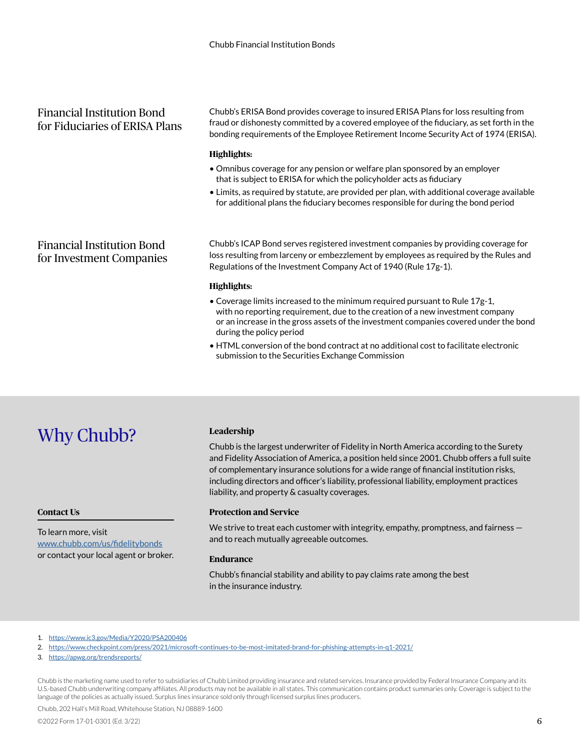## Financial Institution Bond for Fiduciaries of ERISA Plans

Chubb's ERISA Bond provides coverage to insured ERISA Plans for loss resulting from fraud or dishonesty committed by a covered employee of the fiduciary, as set forth in the bonding requirements of the Employee Retirement Income Security Act of 1974 (ERISA).

**Highlights:**

- Omnibus coverage for any pension or welfare plan sponsored by an employer that is subject to ERISA for which the policyholder acts as fiduciary
- Limits, as required by statute, are provided per plan, with additional coverage available for additional plans the fiduciary becomes responsible for during the bond period

## Financial Institution Bond for Investment Companies

Chubb's ICAP Bond serves registered investment companies by providing coverage for loss resulting from larceny or embezzlement by employees as required by the Rules and Regulations of the Investment Company Act of 1940 (Rule 17g-1).

**Highlights:**

- Coverage limits increased to the minimum required pursuant to Rule 17g-1, with no reporting requirement, due to the creation of a new investment company or an increase in the gross assets of the investment companies covered under the bond during the policy period
- HTML conversion of the bond contract at no additional cost to facilitate electronic submission to the Securities Exchange Commission

## Why Chubb?

**Leadership**

Chubb is the largest underwriter of Fidelity in North America according to the Surety and Fidelity Association of America, a position held since 2001. Chubb offers a full suite of complementary insurance solutions for a wide range of financial institution risks, including directors and officer's liability, professional liability, employment practices liability, and property & casualty coverages.

**Protection and Service**

We strive to treat each customer with integrity, empathy, promptness, and fairness — and to reach mutually agreeable outcomes.

**Endurance**

Chubb's financial stability and ability to pay claims rate among the best in the insurance industry.

**Contact Us**

To learn more, visit www.chubb.com/us/fidelitybonds or contact your local agent or broker.

1. https://www.ic3.gov/Media/Y2020/PSA200406
2. https://www.checkpoint.com/press/2021/microsoft-continues-to-be-most-imitated-brand-for-phishing-attempts-in-q1-2021/
3. https://apwg.org/trendsreports/

Chubb is the marketing name used to refer to subsidiaries of Chubb Limited providing insurance and related services. Insurance provided by Federal Insurance Company and its U.S.-based Chubb underwriting company affiliates. All products may not be available in all states. This communication contains product summaries only. Coverage is subject to the language of the policies as actually issued. Surplus lines insurance sold only through licensed surplus lines producers.

Chubb, 202 Hall's Mill Road, Whitehouse Station, NJ 08889-1600

©2022 Form 17-01-0301 (Ed. 3/22)